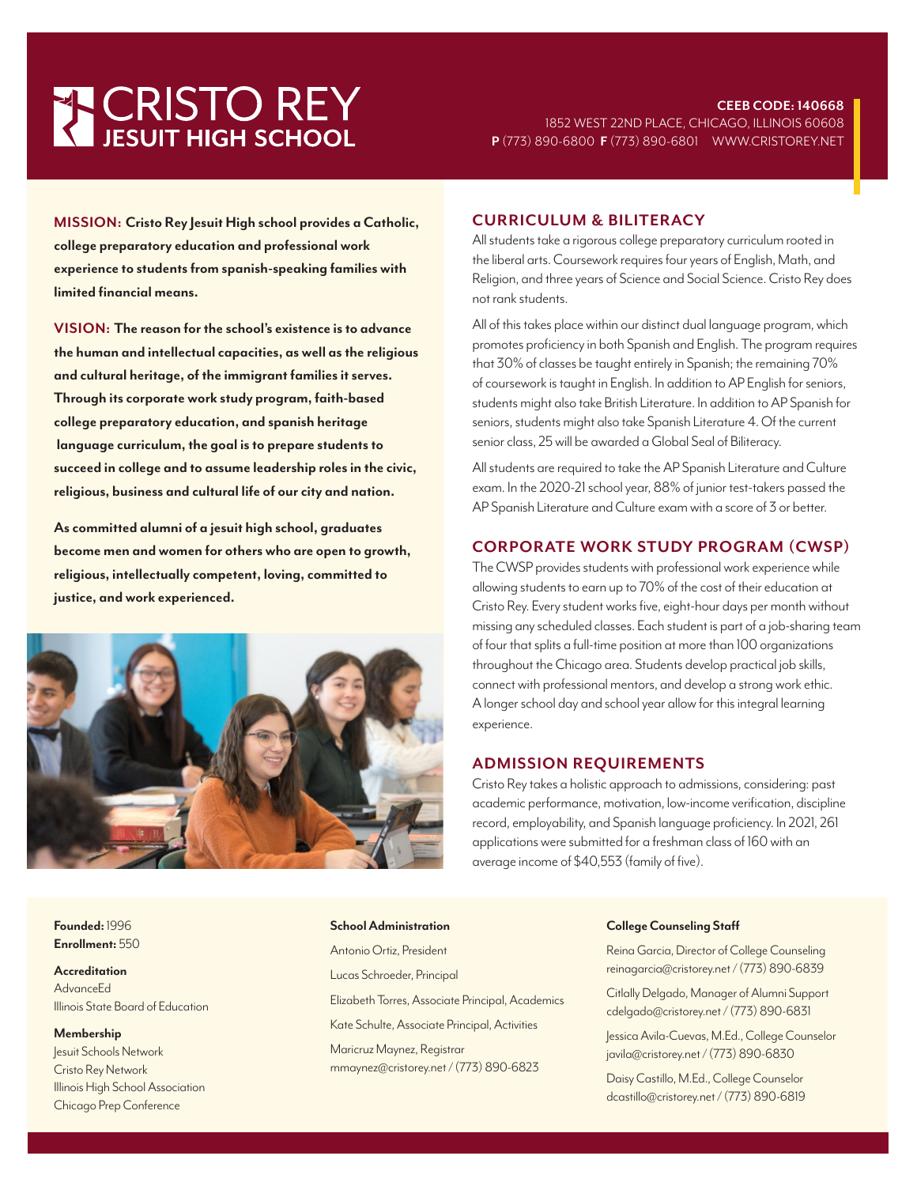# CRISTO REY JESUIT HIGH SCHOOL

**CEEB CODE: 140668**
1852 WEST 22ND PLACE, CHICAGO, ILLINOIS 60608
**P** (773) 890-6800 **F** (773) 890-6801 WWW.CRISTOREY.NET

**MISSION: Cristo Rey Jesuit High school provides a Catholic, college preparatory education and professional work experience to students from spanish-speaking families with limited financial means.**

**VISION: The reason for the school's existence is to advance the human and intellectual capacities, as well as the religious and cultural heritage, of the immigrant families it serves. Through its corporate work study program, faith-based college preparatory education, and spanish heritage language curriculum, the goal is to prepare students to succeed in college and to assume leadership roles in the civic, religious, business and cultural life of our city and nation.**

**As committed alumni of a jesuit high school, graduates become men and women for others who are open to growth, religious, intellectually competent, loving, committed to justice, and work experienced.**

## CURRICULUM & BILITERACY

All students take a rigorous college preparatory curriculum rooted in the liberal arts. Coursework requires four years of English, Math, and Religion, and three years of Science and Social Science. Cristo Rey does not rank students.

All of this takes place within our distinct dual language program, which promotes proficiency in both Spanish and English. The program requires that 30% of classes be taught entirely in Spanish; the remaining 70% of coursework is taught in English. In addition to AP English for seniors, students might also take British Literature. In addition to AP Spanish for seniors, students might also take Spanish Literature 4. Of the current senior class, 25 will be awarded a Global Seal of Biliteracy.

All students are required to take the AP Spanish Literature and Culture exam. In the 2020-21 school year, 88% of junior test-takers passed the AP Spanish Literature and Culture exam with a score of 3 or better.

## CORPORATE WORK STUDY PROGRAM (CWSP)

The CWSP provides students with professional work experience while allowing students to earn up to 70% of the cost of their education at Cristo Rey. Every student works five, eight-hour days per month without missing any scheduled classes. Each student is part of a job-sharing team of four that splits a full-time position at more than 100 organizations throughout the Chicago area. Students develop practical job skills, connect with professional mentors, and develop a strong work ethic. A longer school day and school year allow for this integral learning experience.

## ADMISSION REQUIREMENTS

Cristo Rey takes a holistic approach to admissions, considering: past academic performance, motivation, low-income verification, discipline record, employability, and Spanish language proficiency. In 2021, 261 applications were submitted for a freshman class of 160 with an average income of $40,553 (family of five).

**Founded:** 1996
**Enrollment:** 550

**Accreditation**
AdvanceEd
Illinois State Board of Education

**Membership**
Jesuit Schools Network
Cristo Rey Network
Illinois High School Association
Chicago Prep Conference

**School Administration**

Antonio Ortiz, President

Lucas Schroeder, Principal

Elizabeth Torres, Associate Principal, Academics

Kate Schulte, Associate Principal, Activities

Maricruz Maynez, Registrar
mmaynez@cristorey.net / (773) 890-6823

**College Counseling Staff**

Reina Garcia, Director of College Counseling
reinagarcia@cristorey.net / (773) 890-6839

Citlally Delgado, Manager of Alumni Support
cdelgado@cristorey.net / (773) 890-6831

Jessica Avila-Cuevas, M.Ed., College Counselor
javila@cristorey.net / (773) 890-6830

Daisy Castillo, M.Ed., College Counselor
dcastillo@cristorey.net / (773) 890-6819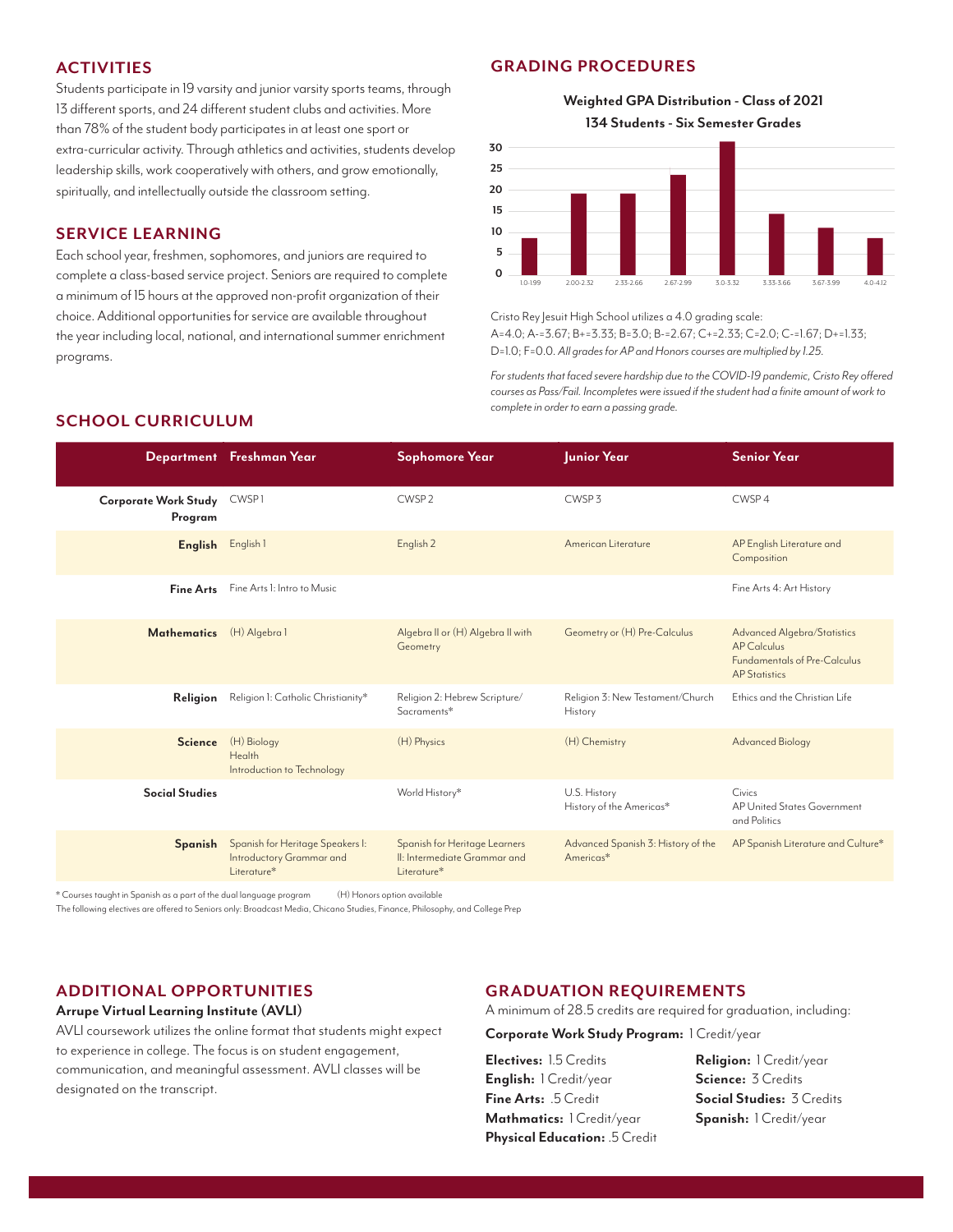## ACTIVITIES

Students participate in 19 varsity and junior varsity sports teams, through 13 different sports, and 24 different student clubs and activities. More than 78% of the student body participates in at least one sport or extra-curricular activity. Through athletics and activities, students develop leadership skills, work cooperatively with others, and grow emotionally, spiritually, and intellectually outside the classroom setting.

## SERVICE LEARNING

Each school year, freshmen, sophomores, and juniors are required to complete a class-based service project. Seniors are required to complete a minimum of 15 hours at the approved non-profit organization of their choice. Additional opportunities for service are available throughout the year including local, national, and international summer enrichment programs.

## GRADING PROCEDURES

**Weighted GPA Distribution - Class of 2021**
**134 Students - Six Semester Grades**

| GPA Range | Students (approx.) |
|---|---|
| 1.0-1.99 | 9 |
| 2.00-2.32 | 19 |
| 2.33-2.66 | 19 |
| 2.67-2.99 | 24 |
| 3.0-3.32 | 31 |
| 3.33-3.66 | 15 |
| 3.67-3.99 | 11 |
| 4.0-4.12 | 9 |

Cristo Rey Jesuit High School utilizes a 4.0 grading scale:
A=4.0; A-=3.67; B+=3.33; B=3.0; B-=2.67; C+=2.33; C=2.0; C-=1.67; D+=1.33; D=1.0; F=0.0. *All grades for AP and Honors courses are multiplied by 1.25.*

*For students that faced severe hardship due to the COVID-19 pandemic, Cristo Rey offered courses as Pass/Fail. Incompletes were issued if the student had a finite amount of work to complete in order to earn a passing grade.*

## SCHOOL CURRICULUM

| Department | Freshman Year | Sophomore Year | Junior Year | Senior Year |
|---|---|---|---|---|
| **Corporate Work Study Program** | CWSP 1 | CWSP 2 | CWSP 3 | CWSP 4 |
| **English** | English 1 | English 2 | American Literature | AP English Literature and Composition |
| **Fine Arts** | Fine Arts 1: Intro to Music | | | Fine Arts 4: Art History |
| **Mathematics** | (H) Algebra 1 | Algebra II or (H) Algebra II with Geometry | Geometry or (H) Pre-Calculus | Advanced Algebra/Statistics<br>AP Calculus<br>Fundamentals of Pre-Calculus<br>AP Statistics |
| **Religion** | Religion 1: Catholic Christianity* | Religion 2: Hebrew Scripture/ Sacraments* | Religion 3: New Testament/Church History | Ethics and the Christian Life |
| **Science** | (H) Biology<br>Health<br>Introduction to Technology | (H) Physics | (H) Chemistry | Advanced Biology |
| **Social Studies** | | World History* | U.S. History<br>History of the Americas* | Civics<br>AP United States Government and Politics |
| **Spanish** | Spanish for Heritage Speakers I: Introductory Grammar and Literature* | Spanish for Heritage Learners II: Intermediate Grammar and Literature* | Advanced Spanish 3: History of the Americas* | AP Spanish Literature and Culture* |

\* Courses taught in Spanish as a part of the dual language program    (H) Honors option available

The following electives are offered to Seniors only: Broadcast Media, Chicano Studies, Finance, Philosophy, and College Prep

## ADDITIONAL OPPORTUNITIES

**Arrupe Virtual Learning Institute (AVLI)**

AVLI coursework utilizes the online format that students might expect to experience in college. The focus is on student engagement, communication, and meaningful assessment. AVLI classes will be designated on the transcript.

## GRADUATION REQUIREMENTS

A minimum of 28.5 credits are required for graduation, including:

**Corporate Work Study Program:** 1 Credit/year

**Electives:** 1.5 Credits
**English:** 1 Credit/year
**Fine Arts:** .5 Credit
**Mathmatics:** 1 Credit/year
**Physical Education:** .5 Credit
**Religion:** 1 Credit/year
**Science:** 3 Credits
**Social Studies:** 3 Credits
**Spanish:** 1 Credit/year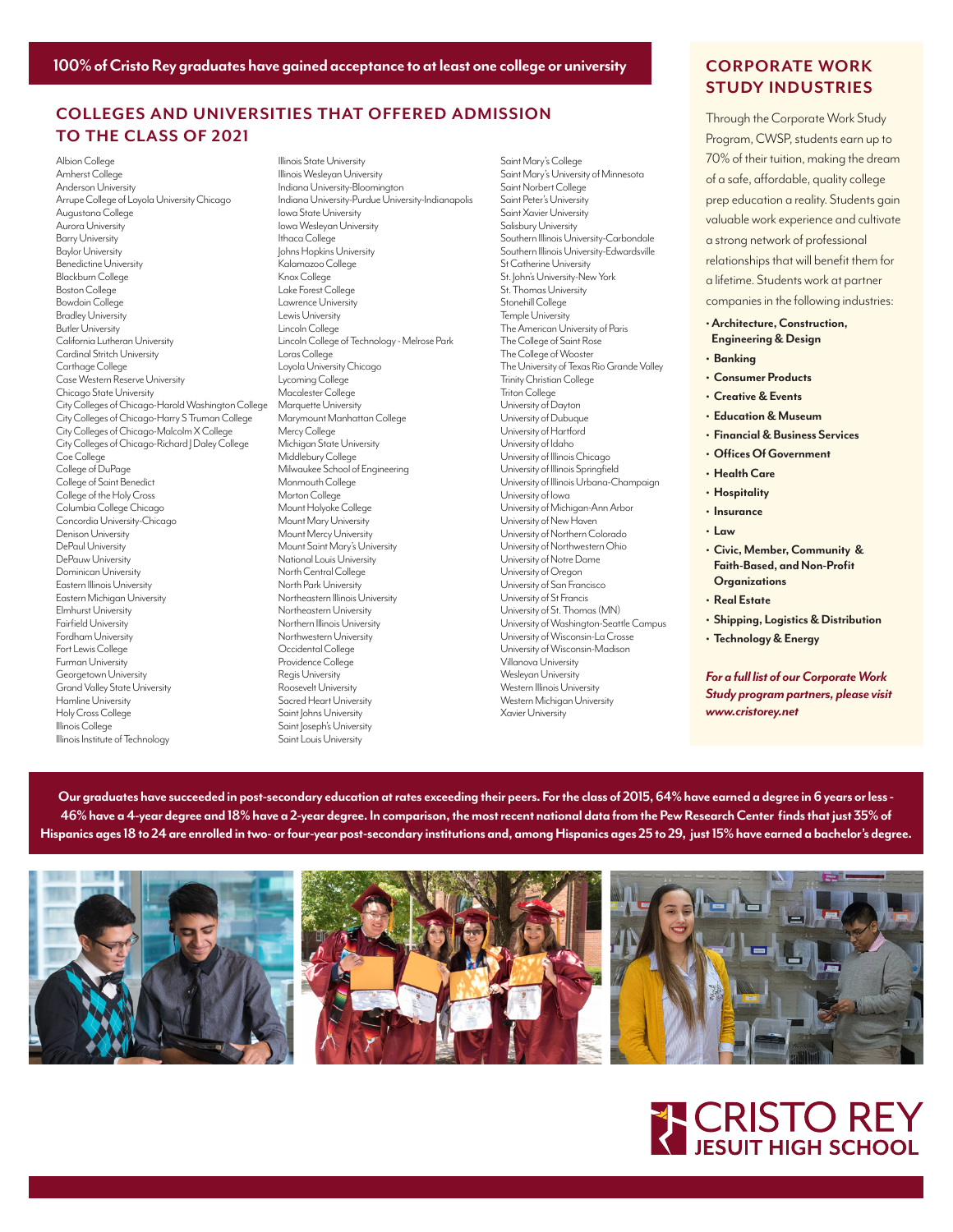**100% of Cristo Rey graduates have gained acceptance to at least one college or university**

## COLLEGES AND UNIVERSITIES THAT OFFERED ADMISSION TO THE CLASS OF 2021

Albion College
Amherst College
Anderson University
Arrupe College of Loyola University Chicago
Augustana College
Aurora University
Barry University
Baylor University
Benedictine University
Blackburn College
Boston College
Bowdoin College
Bradley University
Butler University
California Lutheran University
Cardinal Stritch University
Carthage College
Case Western Reserve University
Chicago State University
City Colleges of Chicago-Harold Washington College
City Colleges of Chicago-Harry S Truman College
City Colleges of Chicago-Malcolm X College
City Colleges of Chicago-Richard J Daley College
Coe College
College of DuPage
College of Saint Benedict
College of the Holy Cross
Columbia College Chicago
Concordia University-Chicago
Denison University
DePaul University
DePauw University
Dominican University
Eastern Illinois University
Eastern Michigan University
Elmhurst University
Fairfield University
Fordham University
Fort Lewis College
Furman University
Georgetown University
Grand Valley State University
Hamline University
Holy Cross College
Illinois College
Illinois Institute of Technology
Illinois State University
Illinois Wesleyan University
Indiana University-Bloomington
Indiana University-Purdue University-Indianapolis
Iowa State University
Iowa Wesleyan University
Ithaca College
Johns Hopkins University
Kalamazoo College
Knox College
Lake Forest College
Lawrence University
Lewis University
Lincoln College
Lincoln College of Technology - Melrose Park
Loras College
Loyola University Chicago
Lycoming College
Macalester College
Marquette University
Marymount Manhattan College
Mercy College
Michigan State University
Middlebury College
Milwaukee School of Engineering
Monmouth College
Morton College
Mount Holyoke College
Mount Mary University
Mount Mercy University
Mount Saint Mary's University
National Louis University
North Central College
North Park University
Northeastern Illinois University
Northeastern University
Northern Illinois University
Northwestern University
Occidental College
Providence College
Regis University
Roosevelt University
Sacred Heart University
Saint Johns University
Saint Joseph's University
Saint Louis University
Saint Mary's College
Saint Mary's University of Minnesota
Saint Norbert College
Saint Peter's University
Saint Xavier University
Salisbury University
Southern Illinois University-Carbondale
Southern Illinois University-Edwardsville
St Catherine University
St. John's University-New York
St. Thomas University
Stonehill College
Temple University
The American University of Paris
The College of Saint Rose
The College of Wooster
The University of Texas Rio Grande Valley
Trinity Christian College
Triton College
University of Dayton
University of Dubuque
University of Hartford
University of Idaho
University of Illinois Chicago
University of Illinois Springfield
University of Illinois Urbana-Champaign
University of Iowa
University of Michigan-Ann Arbor
University of New Haven
University of Northern Colorado
University of Northwestern Ohio
University of Notre Dame
University of Oregon
University of San Francisco
University of St Francis
University of St. Thomas (MN)
University of Washington-Seattle Campus
University of Wisconsin-La Crosse
University of Wisconsin-Madison
Villanova University
Wesleyan University
Western Illinois University
Western Michigan University
Xavier University

## CORPORATE WORK STUDY INDUSTRIES

Through the Corporate Work Study Program, CWSP, students earn up to 70% of their tuition, making the dream of a safe, affordable, quality college prep education a reality. Students gain valuable work experience and cultivate a strong network of professional relationships that will benefit them for a lifetime. Students work at partner companies in the following industries:

- **Architecture, Construction, Engineering & Design**
- **Banking**
- **Consumer Products**
- **Creative & Events**
- **Education & Museum**
- **Financial & Business Services**
- **Offices Of Government**
- **Health Care**
- **Hospitality**
- **Insurance**
- **Law**
- **Civic, Member, Community & Faith-Based, and Non-Profit Organizations**
- **Real Estate**
- **Shipping, Logistics & Distribution**
- **Technology & Energy**

***For a full list of our Corporate Work Study program partners, please visit www.cristorey.net***

**Our graduates have succeeded in post-secondary education at rates exceeding their peers. For the class of 2015, 64% have earned a degree in 6 years or less - 46% have a 4-year degree and 18% have a 2-year degree. In comparison, the most recent national data from the Pew Research Center finds that just 35% of Hispanics ages 18 to 24 are enrolled in two- or four-year post-secondary institutions and, among Hispanics ages 25 to 29, just 15% have earned a bachelor's degree.**

CRISTO REY JESUIT HIGH SCHOOL